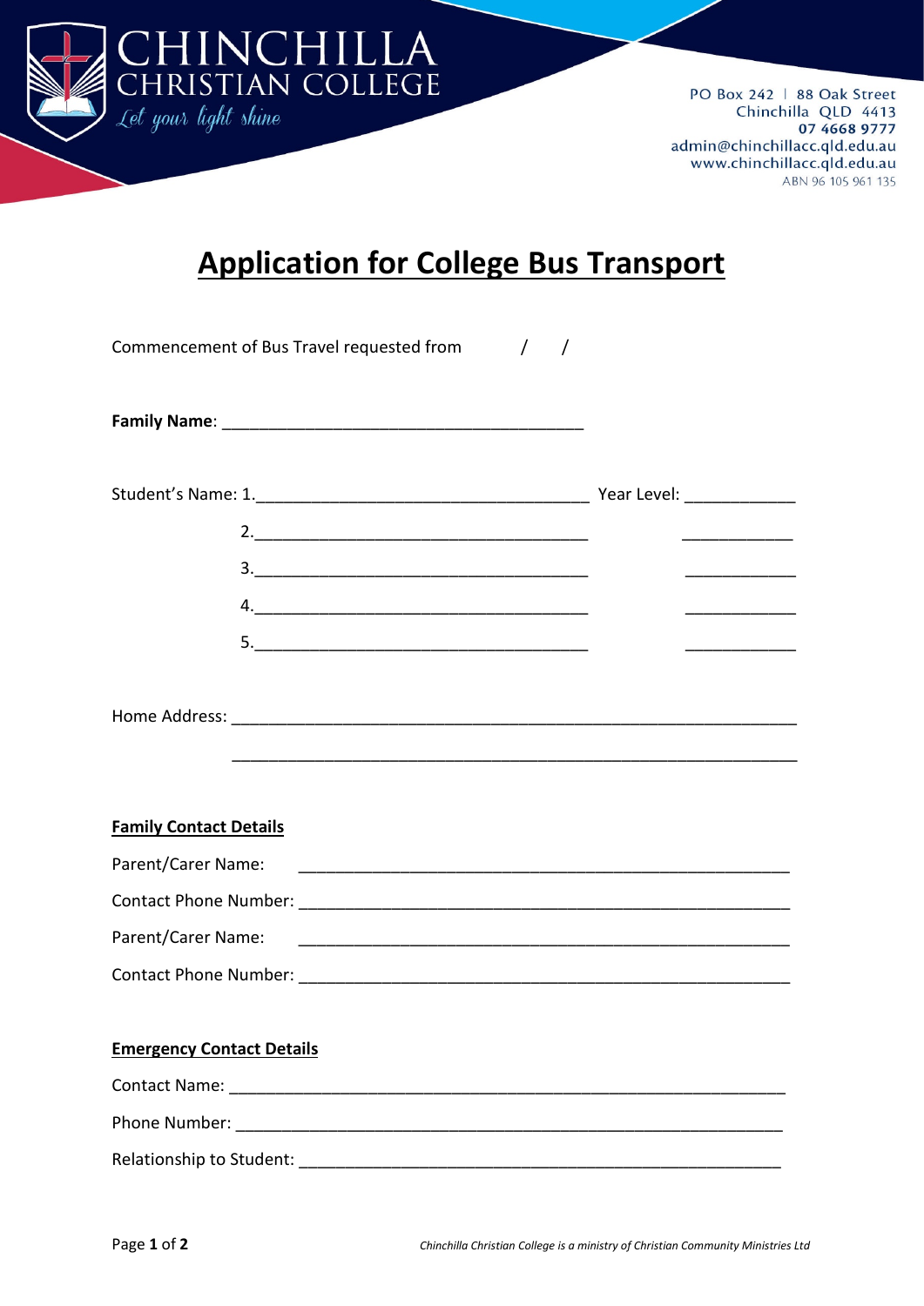CHINCHILLA CHRISTIAN COLLEGE
*Let your light shine*

PO Box 242 | 88 Oak Street
Chinchilla QLD 4413
**07 4668 9777**
admin@chinchillacc.qld.edu.au
www.chinchillacc.qld.edu.au
ABN 96 105 961 135

# Application for College Bus Transport

Commencement of Bus Travel requested from / /

**Family Name**: ______________________________________

Student's Name: 1.__________________________________ Year Level: ___________

2.__________________________________ ___________

3.__________________________________ ___________

4.__________________________________ ___________

5.__________________________________ ___________

Home Address: ____________________________________________________________

____________________________________________________________

**Family Contact Details**

Parent/Carer Name: ____________________________________________________

Contact Phone Number: ____________________________________________________

Parent/Carer Name: ____________________________________________________

Contact Phone Number: ____________________________________________________

**Emergency Contact Details**

Contact Name: ____________________________________________________________

Phone Number: ____________________________________________________________

Relationship to Student: ____________________________________________________

*Chinchilla Christian College is a ministry of Christian Community Ministries Ltd*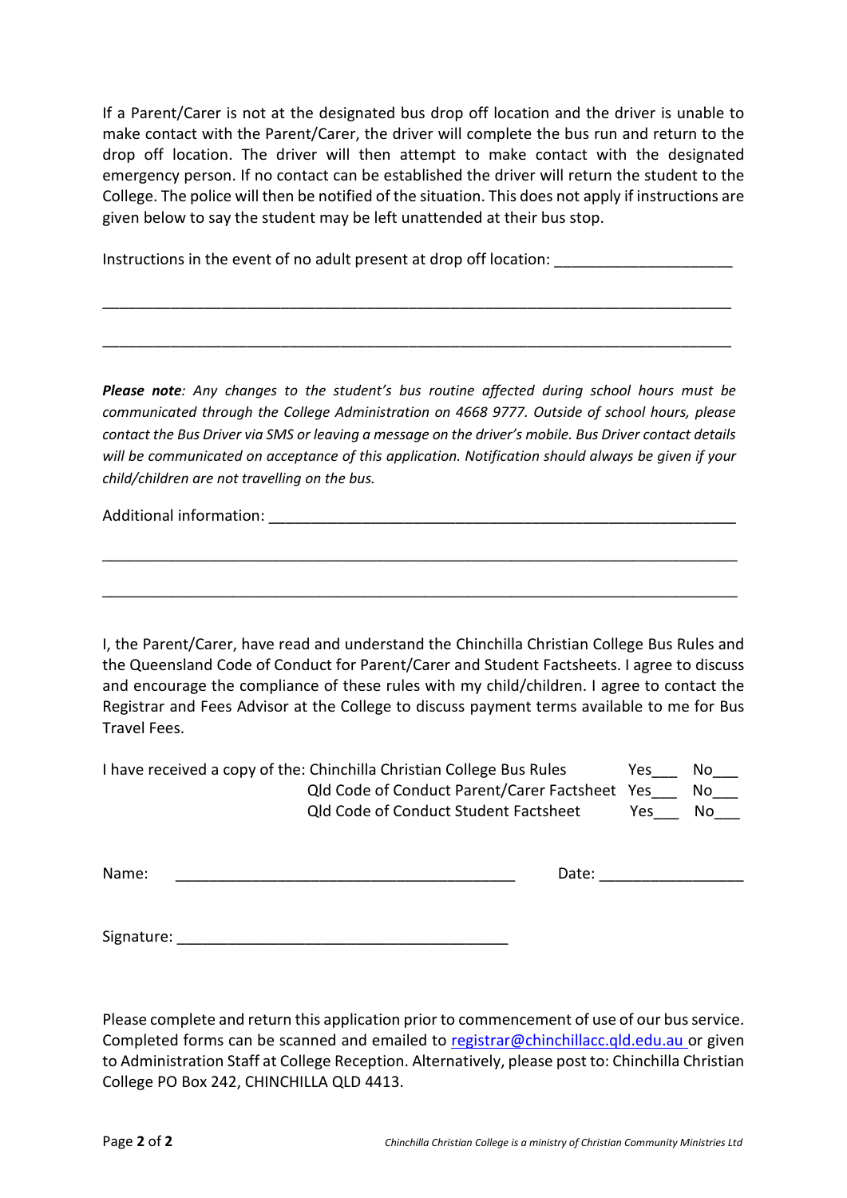If a Parent/Carer is not at the designated bus drop off location and the driver is unable to make contact with the Parent/Carer, the driver will complete the bus run and return to the drop off location. The driver will then attempt to make contact with the designated emergency person. If no contact can be established the driver will return the student to the College. The police will then be notified of the situation. This does not apply if instructions are given below to say the student may be left unattended at their bus stop.

Instructions in the event of no adult present at drop off location: ____________________

___________________________________________________________________________

___________________________________________________________________________

***Please note**: Any changes to the student's bus routine affected during school hours must be communicated through the College Administration on 4668 9777. Outside of school hours, please contact the Bus Driver via SMS or leaving a message on the driver's mobile. Bus Driver contact details will be communicated on acceptance of this application. Notification should always be given if your child/children are not travelling on the bus.*

Additional information: ____________________________________________________

___________________________________________________________________________

___________________________________________________________________________

I, the Parent/Carer, have read and understand the Chinchilla Christian College Bus Rules and the Queensland Code of Conduct for Parent/Carer and Student Factsheets. I agree to discuss and encourage the compliance of these rules with my child/children. I agree to contact the Registrar and Fees Advisor at the College to discuss payment terms available to me for Bus Travel Fees.

| | | | |
|---|---|---|---|
| I have received a copy of the: | Chinchilla Christian College Bus Rules | Yes___ | No___ |
| | Qld Code of Conduct Parent/Carer Factsheet | Yes___ | No___ |
| | Qld Code of Conduct Student Factsheet | Yes___ | No___ |

Name: ________________________________________ Date: ________________

Signature: ______________________________________

Please complete and return this application prior to commencement of use of our bus service. Completed forms can be scanned and emailed to registrar@chinchillacc.qld.edu.au or given to Administration Staff at College Reception. Alternatively, please post to: Chinchilla Christian College PO Box 242, CHINCHILLA QLD 4413.

*Chinchilla Christian College is a ministry of Christian Community Ministries Ltd*